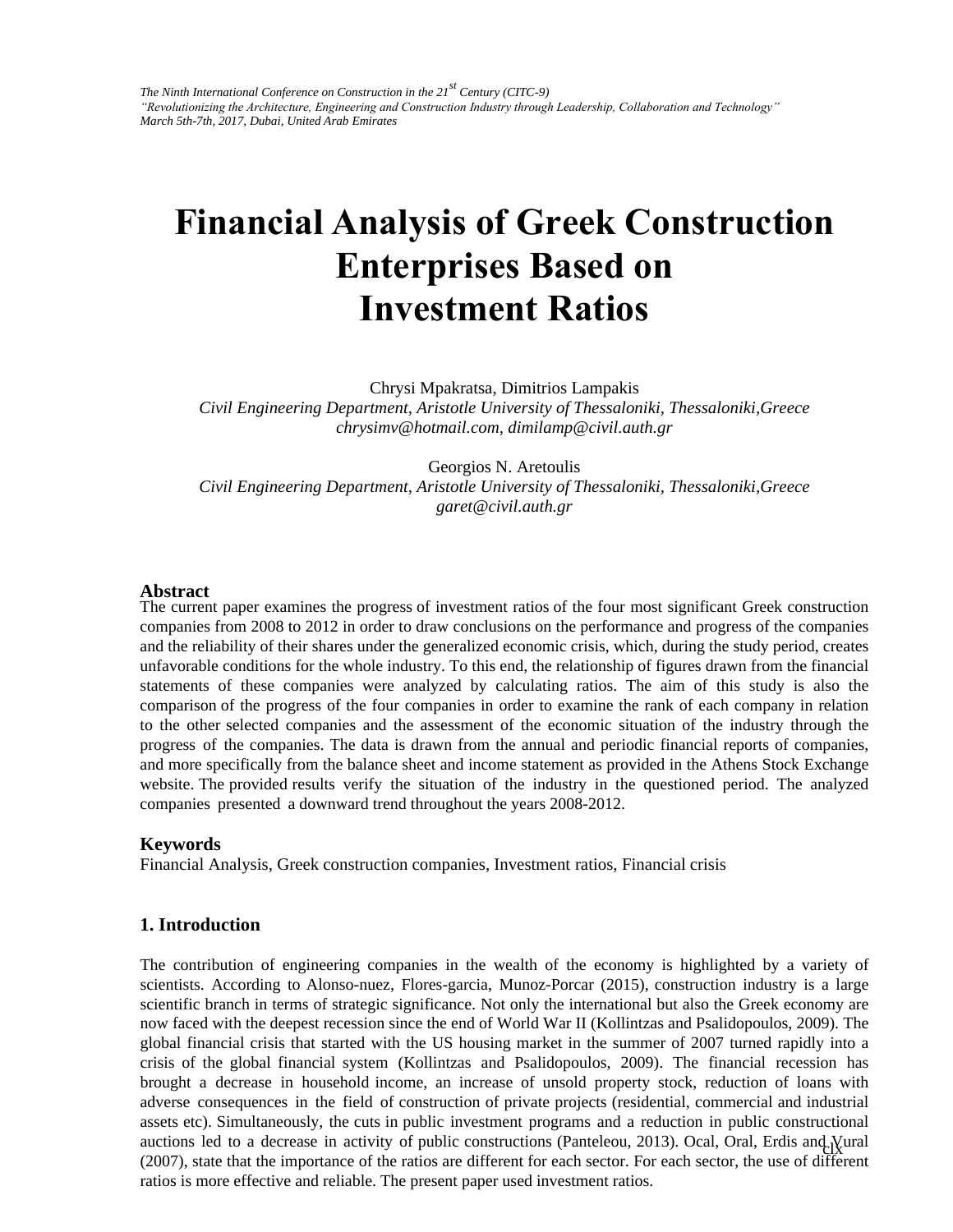# Financial Analysis of Greek Construction Enterprises Based on Investment Ratios

Chrysi Mpakratsa, Dimitrios Lampakis
*Civil Engineering Department, Aristotle University of Thessaloniki, Thessaloniki,Greece*
*chrysimv@hotmail.com, dimilamp@civil.auth.gr*

Georgios N. Aretoulis
*Civil Engineering Department, Aristotle University of Thessaloniki, Thessaloniki,Greece*
*garet@civil.auth.gr*

## Abstract

The current paper examines the progress of investment ratios of the four most significant Greek construction companies from 2008 to 2012 in order to draw conclusions on the performance and progress of the companies and the reliability of their shares under the generalized economic crisis, which, during the study period, creates unfavorable conditions for the whole industry. To this end, the relationship of figures drawn from the financial statements of these companies were analyzed by calculating ratios. The aim of this study is also the comparison of the progress of the four companies in order to examine the rank of each company in relation to the other selected companies and the assessment of the economic situation of the industry through the progress of the companies. The data is drawn from the annual and periodic financial reports of companies, and more specifically from the balance sheet and income statement as provided in the Athens Stock Exchange website. The provided results verify the situation of the industry in the questioned period. The analyzed companies presented a downward trend throughout the years 2008-2012.

### Keywords

Financial Analysis, Greek construction companies, Investment ratios, Financial crisis

## 1. Introduction

The contribution of engineering companies in the wealth of the economy is highlighted by a variety of scientists. According to Alonso-nuez, Flores-garcia, Munoz-Porcar (2015), construction industry is a large scientific branch in terms of strategic significance. Not only the international but also the Greek economy are now faced with the deepest recession since the end of World War II (Kollintzas and Psalidopoulos, 2009). The global financial crisis that started with the US housing market in the summer of 2007 turned rapidly into a crisis of the global financial system (Kollintzas and Psalidopoulos, 2009). The financial recession has brought a decrease in household income, an increase of unsold property stock, reduction of loans with adverse consequences in the field of construction of private projects (residential, commercial and industrial assets etc). Simultaneously, the cuts in public investment programs and a reduction in public constructional auctions led to a decrease in activity of public constructions (Panteleou, 2013). Ocal, Oral, Erdis and Vural (2007), state that the importance of the ratios are different for each sector. For each sector, the use of different ratios is more effective and reliable. The present paper used investment ratios.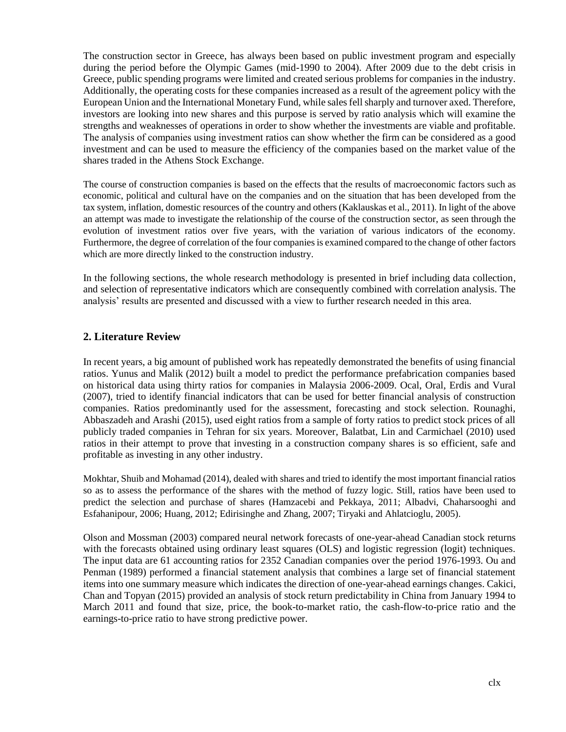The construction sector in Greece, has always been based on public investment program and especially during the period before the Olympic Games (mid-1990 to 2004). After 2009 due to the debt crisis in Greece, public spending programs were limited and created serious problems for companies in the industry. Additionally, the operating costs for these companies increased as a result of the agreement policy with the European Union and the International Monetary Fund, while sales fell sharply and turnover axed. Therefore, investors are looking into new shares and this purpose is served by ratio analysis which will examine the strengths and weaknesses of operations in order to show whether the investments are viable and profitable. The analysis of companies using investment ratios can show whether the firm can be considered as a good investment and can be used to measure the efficiency of the companies based on the market value of the shares traded in the Athens Stock Exchange.

The course of construction companies is based on the effects that the results of macroeconomic factors such as economic, political and cultural have on the companies and on the situation that has been developed from the tax system, inflation, domestic resources of the country and others (Kaklauskas et al., 2011). In light of the above an attempt was made to investigate the relationship of the course of the construction sector, as seen through the evolution of investment ratios over five years, with the variation of various indicators of the economy. Furthermore, the degree of correlation of the four companies is examined compared to the change of other factors which are more directly linked to the construction industry.

In the following sections, the whole research methodology is presented in brief including data collection, and selection of representative indicators which are consequently combined with correlation analysis. The analysis' results are presented and discussed with a view to further research needed in this area.

## 2. Literature Review

In recent years, a big amount of published work has repeatedly demonstrated the benefits of using financial ratios. Yunus and Malik (2012) built a model to predict the performance prefabrication companies based on historical data using thirty ratios for companies in Malaysia 2006-2009. Ocal, Oral, Erdis and Vural (2007), tried to identify financial indicators that can be used for better financial analysis of construction companies. Ratios predominantly used for the assessment, forecasting and stock selection. Rounaghi, Abbaszadeh and Arashi (2015), used eight ratios from a sample of forty ratios to predict stock prices of all publicly traded companies in Tehran for six years. Moreover, Balatbat, Lin and Carmichael (2010) used ratios in their attempt to prove that investing in a construction company shares is so efficient, safe and profitable as investing in any other industry.

Mokhtar, Shuib and Mohamad (2014), dealed with shares and tried to identify the most important financial ratios so as to assess the performance of the shares with the method of fuzzy logic. Still, ratios have been used to predict the selection and purchase of shares (Hamzacebi and Pekkaya, 2011; Albadvi, Chaharsooghi and Esfahanipour, 2006; Huang, 2012; Edirisinghe and Zhang, 2007; Tiryaki and Ahlatcioglu, 2005).

Olson and Mossman (2003) compared neural network forecasts of one-year-ahead Canadian stock returns with the forecasts obtained using ordinary least squares (OLS) and logistic regression (logit) techniques. The input data are 61 accounting ratios for 2352 Canadian companies over the period 1976-1993. Ou and Penman (1989) performed a financial statement analysis that combines a large set of financial statement items into one summary measure which indicates the direction of one-year-ahead earnings changes. Cakici, Chan and Topyan (2015) provided an analysis of stock return predictability in China from January 1994 to March 2011 and found that size, price, the book-to-market ratio, the cash-flow-to-price ratio and the earnings-to-price ratio to have strong predictive power.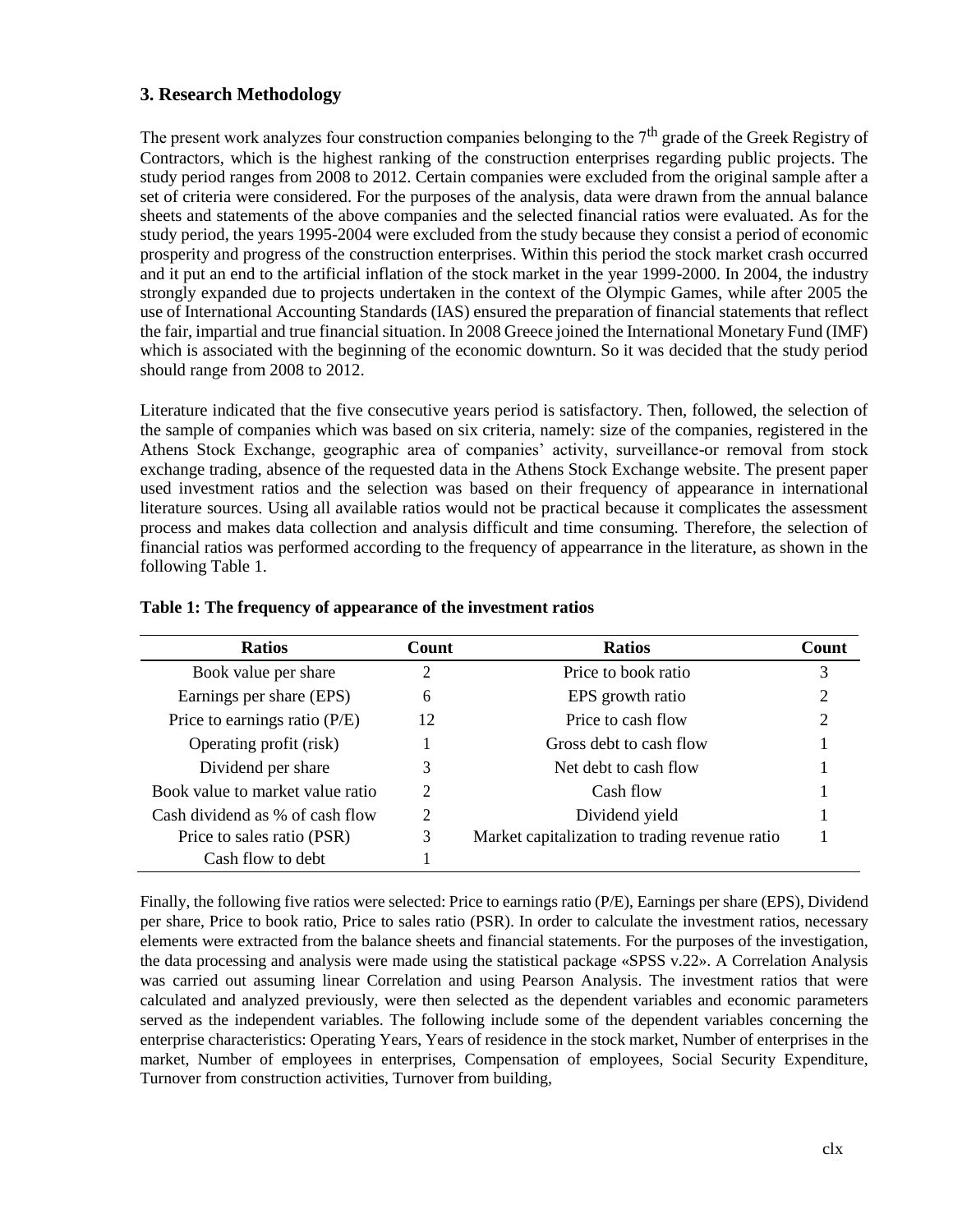## 3. Research Methodology

The present work analyzes four construction companies belonging to the 7th grade of the Greek Registry of Contractors, which is the highest ranking of the construction enterprises regarding public projects. The study period ranges from 2008 to 2012. Certain companies were excluded from the original sample after a set of criteria were considered. For the purposes of the analysis, data were drawn from the annual balance sheets and statements of the above companies and the selected financial ratios were evaluated. As for the study period, the years 1995-2004 were excluded from the study because they consist a period of economic prosperity and progress of the construction enterprises. Within this period the stock market crash occurred and it put an end to the artificial inflation of the stock market in the year 1999-2000. In 2004, the industry strongly expanded due to projects undertaken in the context of the Olympic Games, while after 2005 the use of International Accounting Standards (IAS) ensured the preparation of financial statements that reflect the fair, impartial and true financial situation. In 2008 Greece joined the International Monetary Fund (IMF) which is associated with the beginning of the economic downturn. So it was decided that the study period should range from 2008 to 2012.

Literature indicated that the five consecutive years period is satisfactory. Then, followed, the selection of the sample of companies which was based on six criteria, namely: size of the companies, registered in the Athens Stock Exchange, geographic area of companies' activity, surveillance-or removal from stock exchange trading, absence of the requested data in the Athens Stock Exchange website. The present paper used investment ratios and the selection was based on their frequency of appearance in international literature sources. Using all available ratios would not be practical because it complicates the assessment process and makes data collection and analysis difficult and time consuming. Therefore, the selection of financial ratios was performed according to the frequency of appearrance in the literature, as shown in the following Table 1.

**Table 1: The frequency of appearance of the investment ratios**

| Ratios | Count | Ratios | Count |
|---|---|---|---|
| Book value per share | 2 | Price to book ratio | 3 |
| Earnings per share (EPS) | 6 | EPS growth ratio | 2 |
| Price to earnings ratio (P/E) | 12 | Price to cash flow | 2 |
| Operating profit (risk) | 1 | Gross debt to cash flow | 1 |
| Dividend per share | 3 | Net debt to cash flow | 1 |
| Book value to market value ratio | 2 | Cash flow | 1 |
| Cash dividend as % of cash flow | 2 | Dividend yield | 1 |
| Price to sales ratio (PSR) | 3 | Market capitalization to trading revenue ratio | 1 |
| Cash flow to debt | 1 | | |

Finally, the following five ratios were selected: Price to earnings ratio (P/E), Earnings per share (EPS), Dividend per share, Price to book ratio, Price to sales ratio (PSR). In order to calculate the investment ratios, necessary elements were extracted from the balance sheets and financial statements. For the purposes of the investigation, the data processing and analysis were made using the statistical package «SPSS v.22». A Correlation Analysis was carried out assuming linear Correlation and using Pearson Analysis. The investment ratios that were calculated and analyzed previously, were then selected as the dependent variables and economic parameters served as the independent variables. The following include some of the dependent variables concerning the enterprise characteristics: Operating Years, Years of residence in the stock market, Number of enterprises in the market, Number of employees in enterprises, Compensation of employees, Social Security Expenditure, Turnover from construction activities, Turnover from building,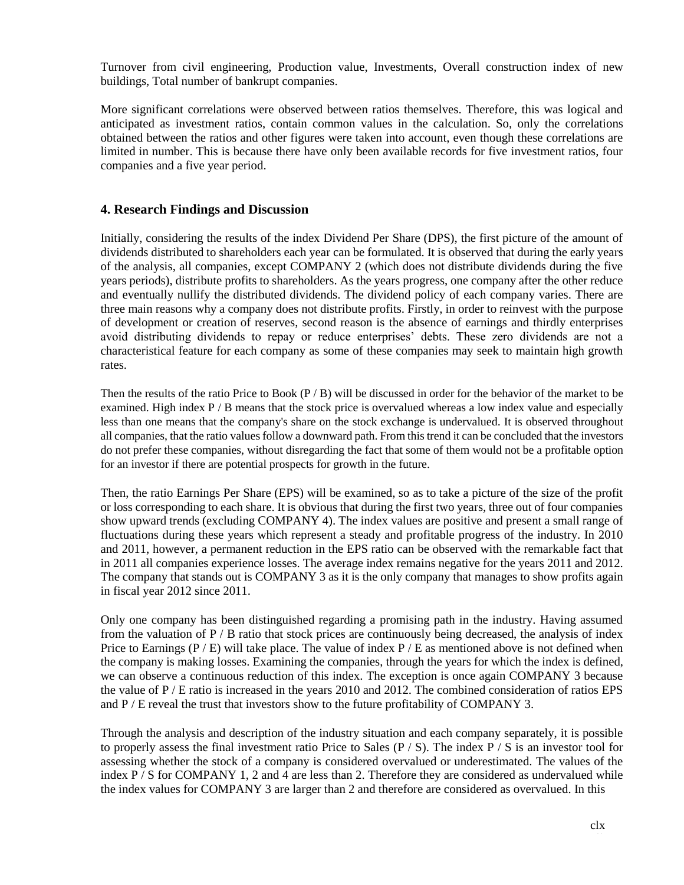Turnover from civil engineering, Production value, Investments, Overall construction index of new buildings, Total number of bankrupt companies.

More significant correlations were observed between ratios themselves. Therefore, this was logical and anticipated as investment ratios, contain common values in the calculation. So, only the correlations obtained between the ratios and other figures were taken into account, even though these correlations are limited in number. This is because there have only been available records for five investment ratios, four companies and a five year period.

## 4. Research Findings and Discussion

Initially, considering the results of the index Dividend Per Share (DPS), the first picture of the amount of dividends distributed to shareholders each year can be formulated. It is observed that during the early years of the analysis, all companies, except COMPANY 2 (which does not distribute dividends during the five years periods), distribute profits to shareholders. As the years progress, one company after the other reduce and eventually nullify the distributed dividends. The dividend policy of each company varies. There are three main reasons why a company does not distribute profits. Firstly, in order to reinvest with the purpose of development or creation of reserves, second reason is the absence of earnings and thirdly enterprises avoid distributing dividends to repay or reduce enterprises' debts. These zero dividends are not a characteristical feature for each company as some of these companies may seek to maintain high growth rates.

Then the results of the ratio Price to Book (P / B) will be discussed in order for the behavior of the market to be examined. High index P / B means that the stock price is overvalued whereas a low index value and especially less than one means that the company's share on the stock exchange is undervalued. It is observed throughout all companies, that the ratio values follow a downward path. From this trend it can be concluded that the investors do not prefer these companies, without disregarding the fact that some of them would not be a profitable option for an investor if there are potential prospects for growth in the future.

Then, the ratio Earnings Per Share (EPS) will be examined, so as to take a picture of the size of the profit or loss corresponding to each share. It is obvious that during the first two years, three out of four companies show upward trends (excluding COMPANY 4). The index values are positive and present a small range of fluctuations during these years which represent a steady and profitable progress of the industry. In 2010 and 2011, however, a permanent reduction in the EPS ratio can be observed with the remarkable fact that in 2011 all companies experience losses. The average index remains negative for the years 2011 and 2012. The company that stands out is COMPANY 3 as it is the only company that manages to show profits again in fiscal year 2012 since 2011.

Only one company has been distinguished regarding a promising path in the industry. Having assumed from the valuation of P / B ratio that stock prices are continuously being decreased, the analysis of index Price to Earnings (P / E) will take place. The value of index P / E as mentioned above is not defined when the company is making losses. Examining the companies, through the years for which the index is defined, we can observe a continuous reduction of this index. The exception is once again COMPANY 3 because the value of P / E ratio is increased in the years 2010 and 2012. The combined consideration of ratios EPS and P / E reveal the trust that investors show to the future profitability of COMPANY 3.

Through the analysis and description of the industry situation and each company separately, it is possible to properly assess the final investment ratio Price to Sales (P / S). The index P / S is an investor tool for assessing whether the stock of a company is considered overvalued or underestimated. The values of the index P / S for COMPANY 1, 2 and 4 are less than 2. Therefore they are considered as undervalued while the index values for COMPANY 3 are larger than 2 and therefore are considered as overvalued. In this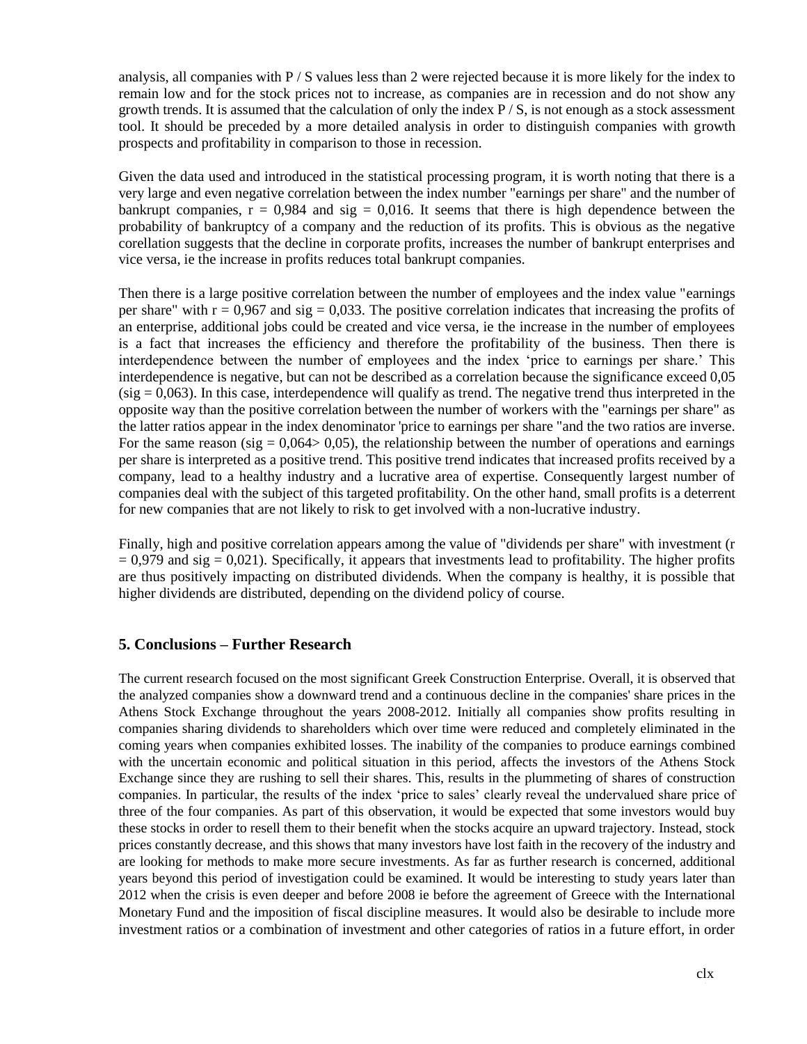analysis, all companies with P / S values less than 2 were rejected because it is more likely for the index to remain low and for the stock prices not to increase, as companies are in recession and do not show any growth trends. It is assumed that the calculation of only the index P / S, is not enough as a stock assessment tool. It should be preceded by a more detailed analysis in order to distinguish companies with growth prospects and profitability in comparison to those in recession.

Given the data used and introduced in the statistical processing program, it is worth noting that there is a very large and even negative correlation between the index number "earnings per share" and the number of bankrupt companies, $r = 0{,}984$ and $sig = 0{,}016$. It seems that there is high dependence between the probability of bankruptcy of a company and the reduction of its profits. This is obvious as the negative corellation suggests that the decline in corporate profits, increases the number of bankrupt enterprises and vice versa, ie the increase in profits reduces total bankrupt companies.

Then there is a large positive correlation between the number of employees and the index value "earnings per share" with $r = 0{,}967$ and $sig = 0{,}033$. The positive correlation indicates that increasing the profits of an enterprise, additional jobs could be created and vice versa, ie the increase in the number of employees is a fact that increases the efficiency and therefore the profitability of the business. Then there is interdependence between the number of employees and the index 'price to earnings per share.' This interdependence is negative, but can not be described as a correlation because the significance exceed 0,05 ($sig = 0{,}063$). In this case, interdependence will qualify as trend. The negative trend thus interpreted in the opposite way than the positive correlation between the number of workers with the "earnings per share" as the latter ratios appear in the index denominator 'price to earnings per share "and the two ratios are inverse. For the same reason ($sig = 0{,}064 > 0{,}05$), the relationship between the number of operations and earnings per share is interpreted as a positive trend. This positive trend indicates that increased profits received by a company, lead to a healthy industry and a lucrative area of expertise. Consequently largest number of companies deal with the subject of this targeted profitability. On the other hand, small profits is a deterrent for new companies that are not likely to risk to get involved with a non-lucrative industry.

Finally, high and positive correlation appears among the value of "dividends per share" with investment ($r = 0{,}979$ and $sig = 0{,}021$). Specifically, it appears that investments lead to profitability. The higher profits are thus positively impacting on distributed dividends. When the company is healthy, it is possible that higher dividends are distributed, depending on the dividend policy of course.

## 5. Conclusions – Further Research

The current research focused on the most significant Greek Construction Enterprise. Overall, it is observed that the analyzed companies show a downward trend and a continuous decline in the companies' share prices in the Athens Stock Exchange throughout the years 2008-2012. Initially all companies show profits resulting in companies sharing dividends to shareholders which over time were reduced and completely eliminated in the coming years when companies exhibited losses. The inability of the companies to produce earnings combined with the uncertain economic and political situation in this period, affects the investors of the Athens Stock Exchange since they are rushing to sell their shares. This, results in the plummeting of shares of construction companies. In particular, the results of the index 'price to sales' clearly reveal the undervalued share price of three of the four companies. As part of this observation, it would be expected that some investors would buy these stocks in order to resell them to their benefit when the stocks acquire an upward trajectory. Instead, stock prices constantly decrease, and this shows that many investors have lost faith in the recovery of the industry and are looking for methods to make more secure investments. As far as further research is concerned, additional years beyond this period of investigation could be examined. It would be interesting to study years later than 2012 when the crisis is even deeper and before 2008 ie before the agreement of Greece with the International Monetary Fund and the imposition of fiscal discipline measures. It would also be desirable to include more investment ratios or a combination of investment and other categories of ratios in a future effort, in order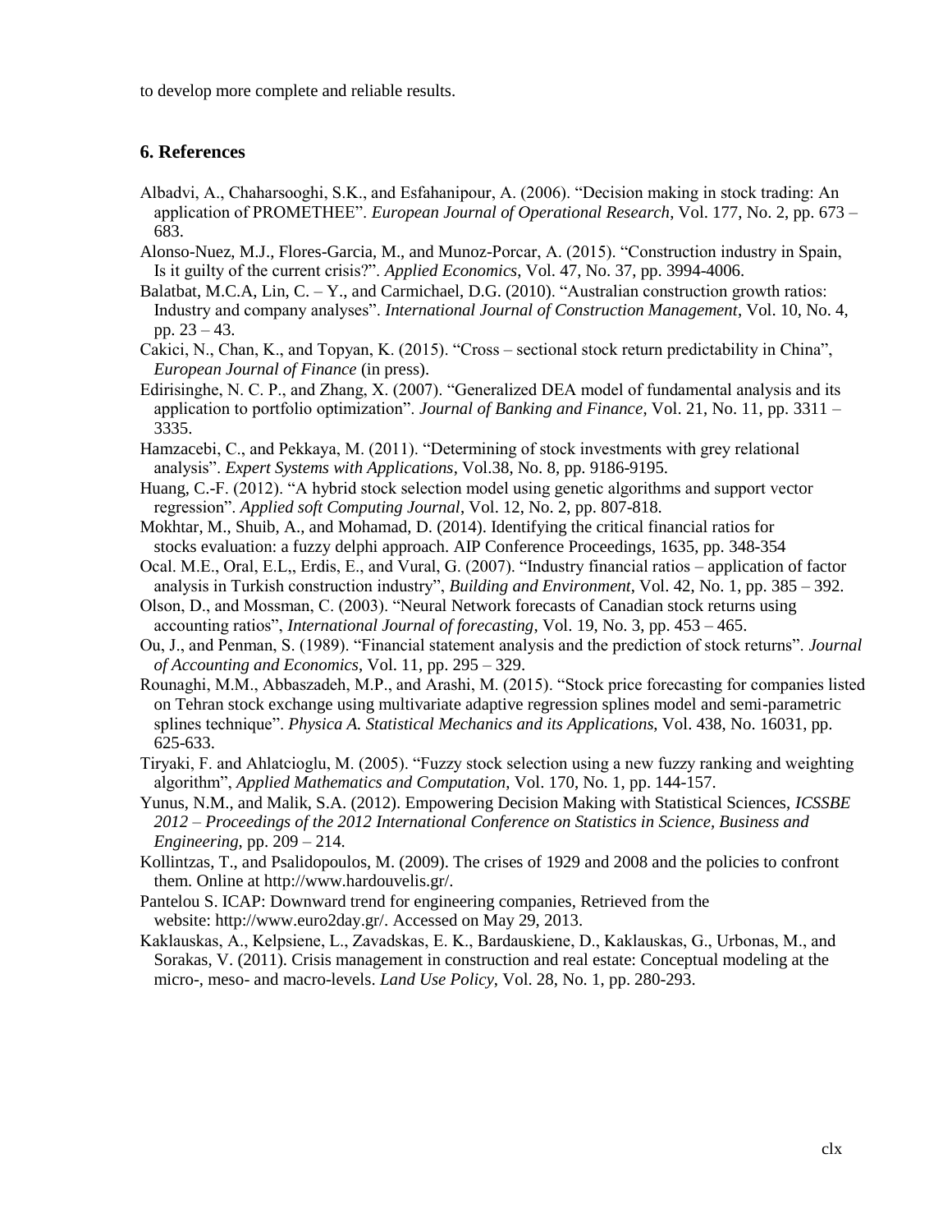to develop more complete and reliable results.

## 6. References

Albadvi, A., Chaharsooghi, S.K., and Esfahanipour, A. (2006). "Decision making in stock trading: An application of PROMETHEE". *European Journal of Operational Research*, Vol. 177, No. 2, pp. 673 – 683.

Alonso-Nuez, M.J., Flores-Garcia, M., and Munoz-Porcar, A. (2015). "Construction industry in Spain, Is it guilty of the current crisis?". *Applied Economics*, Vol. 47, No. 37, pp. 3994-4006.

Balatbat, M.C.A, Lin, C. – Y., and Carmichael, D.G. (2010). "Australian construction growth ratios: Industry and company analyses". *International Journal of Construction Management*, Vol. 10, No. 4, pp. 23 – 43.

Cakici, N., Chan, K., and Topyan, K. (2015). "Cross – sectional stock return predictability in China", *European Journal of Finance* (in press).

Edirisinghe, N. C. P., and Zhang, X. (2007). "Generalized DEA model of fundamental analysis and its application to portfolio optimization". *Journal of Banking and Finance*, Vol. 21, No. 11, pp. 3311 – 3335.

Hamzacebi, C., and Pekkaya, M. (2011). "Determining of stock investments with grey relational analysis". *Expert Systems with Applications*, Vol.38, No. 8, pp. 9186-9195.

Huang, C.-F. (2012). "A hybrid stock selection model using genetic algorithms and support vector regression". *Applied soft Computing Journal*, Vol. 12, No. 2, pp. 807-818.

Mokhtar, M., Shuib, A., and Mohamad, D. (2014). Identifying the critical financial ratios for stocks evaluation: a fuzzy delphi approach. AIP Conference Proceedings, 1635, pp. 348-354

Ocal. M.E., Oral, E.L,, Erdis, E., and Vural, G. (2007). "Industry financial ratios – application of factor analysis in Turkish construction industry", *Building and Environment*, Vol. 42, No. 1, pp. 385 – 392.

Olson, D., and Mossman, C. (2003). "Neural Network forecasts of Canadian stock returns using accounting ratios", *International Journal of forecasting*, Vol. 19, No. 3, pp. 453 – 465.

Ou, J., and Penman, S. (1989). "Financial statement analysis and the prediction of stock returns". *Journal of Accounting and Economics*, Vol. 11, pp. 295 – 329.

Rounaghi, M.M., Abbaszadeh, M.P., and Arashi, M. (2015). "Stock price forecasting for companies listed on Tehran stock exchange using multivariate adaptive regression splines model and semi-parametric splines technique". *Physica A. Statistical Mechanics and its Applications*, Vol. 438, No. 16031, pp. 625-633.

Tiryaki, F. and Ahlatcioglu, M. (2005). "Fuzzy stock selection using a new fuzzy ranking and weighting algorithm", *Applied Mathematics and Computation*, Vol. 170, No. 1, pp. 144-157.

Yunus, N.M., and Malik, S.A. (2012). Empowering Decision Making with Statistical Sciences, *ICSSBE 2012 – Proceedings of the 2012 International Conference on Statistics in Science, Business and Engineering*, pp. 209 – 214.

Kollintzas, T., and Psalidopoulos, M. (2009). The crises of 1929 and 2008 and the policies to confront them. Online at http://www.hardouvelis.gr/.

Pantelou S. ICAP: Downward trend for engineering companies, Retrieved from the website: http://www.euro2day.gr/. Accessed on May 29, 2013.

Kaklauskas, A., Kelpsiene, L., Zavadskas, E. K., Bardauskiene, D., Kaklauskas, G., Urbonas, M., and Sorakas, V. (2011). Crisis management in construction and real estate: Conceptual modeling at the micro-, meso- and macro-levels. *Land Use Policy*, Vol. 28, No. 1, pp. 280-293.